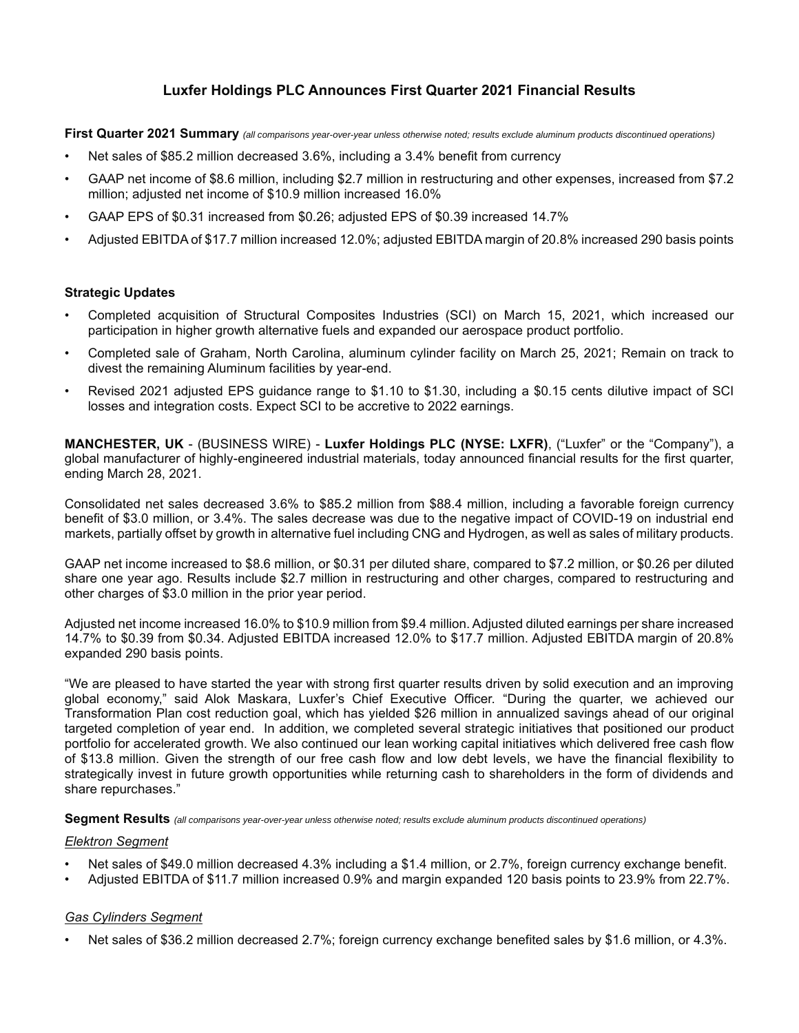# Luxfer Holdings PLC Announces First Quarter 2021 Financial Results

**First Quarter 2021 Summary** *(all comparisons year-over-year unless otherwise noted; results exclude aluminum products discontinued operations)*

- Net sales of $85.2 million decreased 3.6%, including a 3.4% benefit from currency
- GAAP net income of $8.6 million, including $2.7 million in restructuring and other expenses, increased from $7.2 million; adjusted net income of $10.9 million increased 16.0%
- GAAP EPS of $0.31 increased from $0.26; adjusted EPS of $0.39 increased 14.7%
- Adjusted EBITDA of $17.7 million increased 12.0%; adjusted EBITDA margin of 20.8% increased 290 basis points

**Strategic Updates**

- Completed acquisition of Structural Composites Industries (SCI) on March 15, 2021, which increased our participation in higher growth alternative fuels and expanded our aerospace product portfolio.
- Completed sale of Graham, North Carolina, aluminum cylinder facility on March 25, 2021; Remain on track to divest the remaining Aluminum facilities by year-end.
- Revised 2021 adjusted EPS guidance range to $1.10 to $1.30, including a $0.15 cents dilutive impact of SCI losses and integration costs. Expect SCI to be accretive to 2022 earnings.

**MANCHESTER, UK** - (BUSINESS WIRE) - **Luxfer Holdings PLC (NYSE: LXFR)**, ("Luxfer" or the "Company"), a global manufacturer of highly-engineered industrial materials, today announced financial results for the first quarter, ending March 28, 2021.

Consolidated net sales decreased 3.6% to $85.2 million from $88.4 million, including a favorable foreign currency benefit of $3.0 million, or 3.4%. The sales decrease was due to the negative impact of COVID-19 on industrial end markets, partially offset by growth in alternative fuel including CNG and Hydrogen, as well as sales of military products.

GAAP net income increased to $8.6 million, or $0.31 per diluted share, compared to $7.2 million, or $0.26 per diluted share one year ago. Results include $2.7 million in restructuring and other charges, compared to restructuring and other charges of $3.0 million in the prior year period.

Adjusted net income increased 16.0% to $10.9 million from $9.4 million. Adjusted diluted earnings per share increased 14.7% to $0.39 from $0.34. Adjusted EBITDA increased 12.0% to $17.7 million. Adjusted EBITDA margin of 20.8% expanded 290 basis points.

"We are pleased to have started the year with strong first quarter results driven by solid execution and an improving global economy," said Alok Maskara, Luxfer's Chief Executive Officer. "During the quarter, we achieved our Transformation Plan cost reduction goal, which has yielded $26 million in annualized savings ahead of our original targeted completion of year end. In addition, we completed several strategic initiatives that positioned our product portfolio for accelerated growth. We also continued our lean working capital initiatives which delivered free cash flow of $13.8 million. Given the strength of our free cash flow and low debt levels, we have the financial flexibility to strategically invest in future growth opportunities while returning cash to shareholders in the form of dividends and share repurchases."

**Segment Results** *(all comparisons year-over-year unless otherwise noted; results exclude aluminum products discontinued operations)*

*Elektron Segment*

- Net sales of $49.0 million decreased 4.3% including a $1.4 million, or 2.7%, foreign currency exchange benefit.
- Adjusted EBITDA of $11.7 million increased 0.9% and margin expanded 120 basis points to 23.9% from 22.7%.

*Gas Cylinders Segment*

- Net sales of $36.2 million decreased 2.7%; foreign currency exchange benefited sales by $1.6 million, or 4.3%.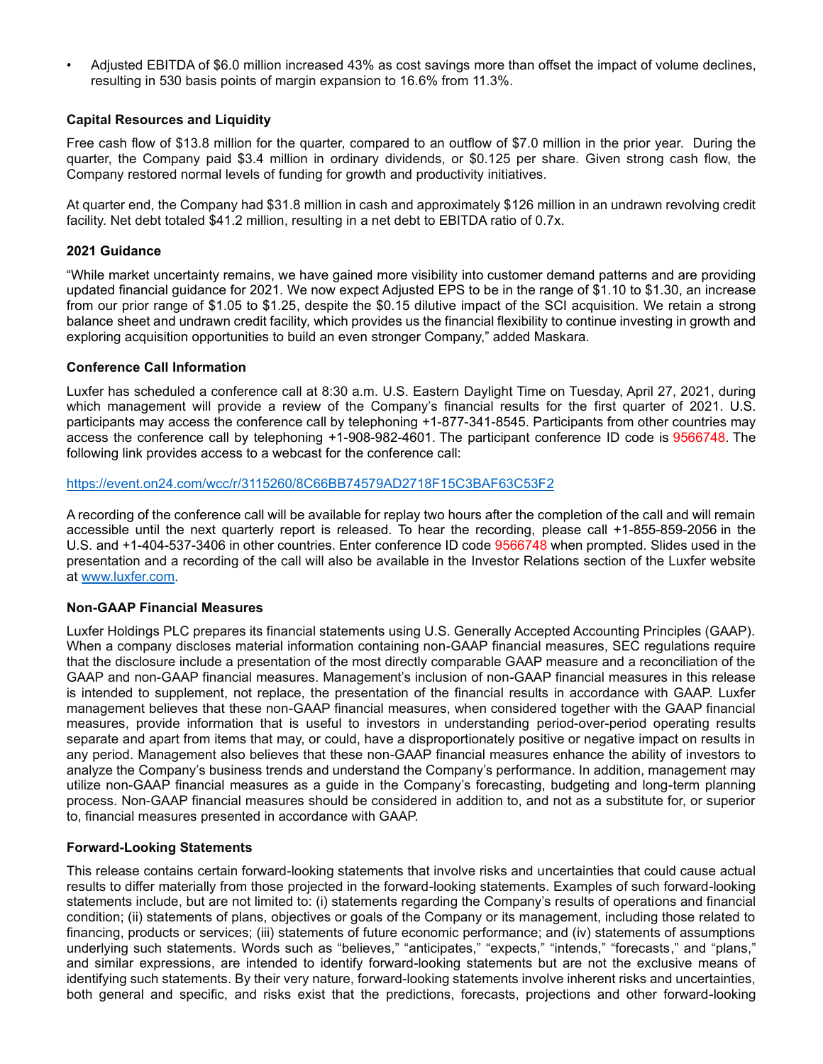- Adjusted EBITDA of $6.0 million increased 43% as cost savings more than offset the impact of volume declines, resulting in 530 basis points of margin expansion to 16.6% from 11.3%.

**Capital Resources and Liquidity**

Free cash flow of $13.8 million for the quarter, compared to an outflow of $7.0 million in the prior year. During the quarter, the Company paid $3.4 million in ordinary dividends, or $0.125 per share. Given strong cash flow, the Company restored normal levels of funding for growth and productivity initiatives.

At quarter end, the Company had $31.8 million in cash and approximately $126 million in an undrawn revolving credit facility. Net debt totaled $41.2 million, resulting in a net debt to EBITDA ratio of 0.7x.

**2021 Guidance**

"While market uncertainty remains, we have gained more visibility into customer demand patterns and are providing updated financial guidance for 2021. We now expect Adjusted EPS to be in the range of $1.10 to $1.30, an increase from our prior range of $1.05 to $1.25, despite the $0.15 dilutive impact of the SCI acquisition. We retain a strong balance sheet and undrawn credit facility, which provides us the financial flexibility to continue investing in growth and exploring acquisition opportunities to build an even stronger Company," added Maskara.

**Conference Call Information**

Luxfer has scheduled a conference call at 8:30 a.m. U.S. Eastern Daylight Time on Tuesday, April 27, 2021, during which management will provide a review of the Company's financial results for the first quarter of 2021. U.S. participants may access the conference call by telephoning +1-877-341-8545. Participants from other countries may access the conference call by telephoning +1-908-982-4601. The participant conference ID code is 9566748. The following link provides access to a webcast for the conference call:

https://event.on24.com/wcc/r/3115260/8C66BB74579AD2718F15C3BAF63C53F2

A recording of the conference call will be available for replay two hours after the completion of the call and will remain accessible until the next quarterly report is released. To hear the recording, please call +1-855-859-2056 in the U.S. and +1-404-537-3406 in other countries. Enter conference ID code 9566748 when prompted. Slides used in the presentation and a recording of the call will also be available in the Investor Relations section of the Luxfer website at www.luxfer.com.

**Non-GAAP Financial Measures**

Luxfer Holdings PLC prepares its financial statements using U.S. Generally Accepted Accounting Principles (GAAP). When a company discloses material information containing non-GAAP financial measures, SEC regulations require that the disclosure include a presentation of the most directly comparable GAAP measure and a reconciliation of the GAAP and non-GAAP financial measures. Management's inclusion of non-GAAP financial measures in this release is intended to supplement, not replace, the presentation of the financial results in accordance with GAAP. Luxfer management believes that these non-GAAP financial measures, when considered together with the GAAP financial measures, provide information that is useful to investors in understanding period-over-period operating results separate and apart from items that may, or could, have a disproportionately positive or negative impact on results in any period. Management also believes that these non-GAAP financial measures enhance the ability of investors to analyze the Company's business trends and understand the Company's performance. In addition, management may utilize non-GAAP financial measures as a guide in the Company's forecasting, budgeting and long-term planning process. Non-GAAP financial measures should be considered in addition to, and not as a substitute for, or superior to, financial measures presented in accordance with GAAP.

**Forward-Looking Statements**

This release contains certain forward-looking statements that involve risks and uncertainties that could cause actual results to differ materially from those projected in the forward-looking statements. Examples of such forward-looking statements include, but are not limited to: (i) statements regarding the Company's results of operations and financial condition; (ii) statements of plans, objectives or goals of the Company or its management, including those related to financing, products or services; (iii) statements of future economic performance; and (iv) statements of assumptions underlying such statements. Words such as "believes," "anticipates," "expects," "intends," "forecasts," and "plans," and similar expressions, are intended to identify forward-looking statements but are not the exclusive means of identifying such statements. By their very nature, forward-looking statements involve inherent risks and uncertainties, both general and specific, and risks exist that the predictions, forecasts, projections and other forward-looking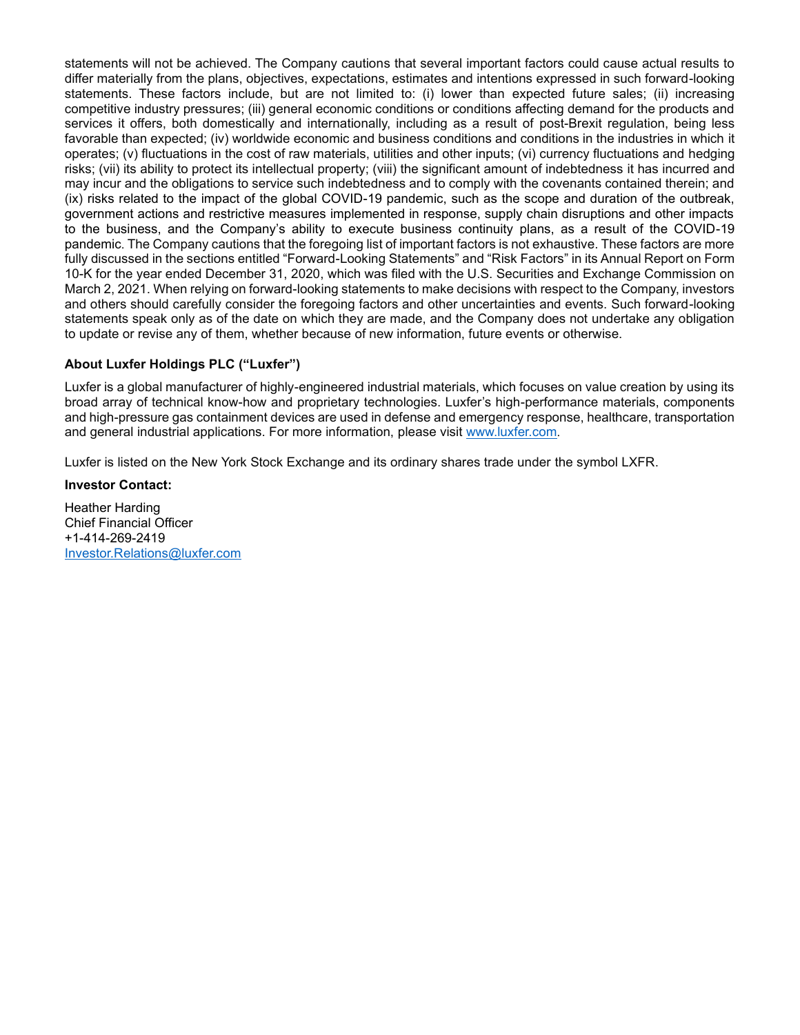statements will not be achieved. The Company cautions that several important factors could cause actual results to differ materially from the plans, objectives, expectations, estimates and intentions expressed in such forward-looking statements. These factors include, but are not limited to: (i) lower than expected future sales; (ii) increasing competitive industry pressures; (iii) general economic conditions or conditions affecting demand for the products and services it offers, both domestically and internationally, including as a result of post-Brexit regulation, being less favorable than expected; (iv) worldwide economic and business conditions and conditions in the industries in which it operates; (v) fluctuations in the cost of raw materials, utilities and other inputs; (vi) currency fluctuations and hedging risks; (vii) its ability to protect its intellectual property; (viii) the significant amount of indebtedness it has incurred and may incur and the obligations to service such indebtedness and to comply with the covenants contained therein; and (ix) risks related to the impact of the global COVID-19 pandemic, such as the scope and duration of the outbreak, government actions and restrictive measures implemented in response, supply chain disruptions and other impacts to the business, and the Company's ability to execute business continuity plans, as a result of the COVID-19 pandemic. The Company cautions that the foregoing list of important factors is not exhaustive. These factors are more fully discussed in the sections entitled "Forward-Looking Statements" and "Risk Factors" in its Annual Report on Form 10-K for the year ended December 31, 2020, which was filed with the U.S. Securities and Exchange Commission on March 2, 2021. When relying on forward-looking statements to make decisions with respect to the Company, investors and others should carefully consider the foregoing factors and other uncertainties and events. Such forward-looking statements speak only as of the date on which they are made, and the Company does not undertake any obligation to update or revise any of them, whether because of new information, future events or otherwise.

**About Luxfer Holdings PLC ("Luxfer")**

Luxfer is a global manufacturer of highly-engineered industrial materials, which focuses on value creation by using its broad array of technical know-how and proprietary technologies. Luxfer's high-performance materials, components and high-pressure gas containment devices are used in defense and emergency response, healthcare, transportation and general industrial applications. For more information, please visit www.luxfer.com.

Luxfer is listed on the New York Stock Exchange and its ordinary shares trade under the symbol LXFR.

**Investor Contact:**

Heather Harding
Chief Financial Officer
+1-414-269-2419
Investor.Relations@luxfer.com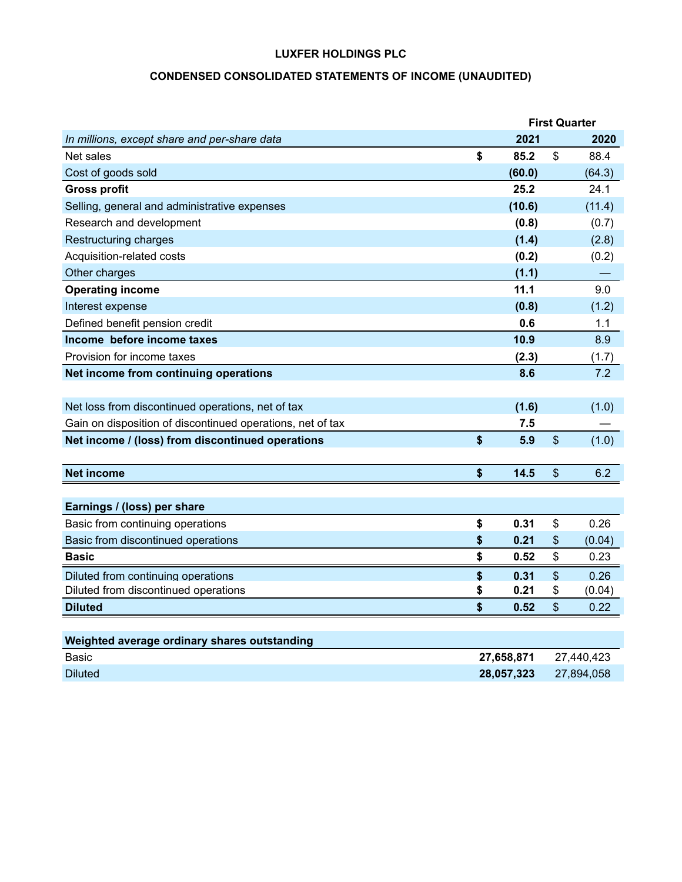**LUXFER HOLDINGS PLC**

**CONDENSED CONSOLIDATED STATEMENTS OF INCOME (UNAUDITED)**

| | First Quarter | |
|---|---|---|
| *In millions, except share and per-share data* | **2021** | **2020** |
| Net sales | **$ 85.2** | $ 88.4 |
| Cost of goods sold | **(60.0)** | (64.3) |
| **Gross profit** | **25.2** | 24.1 |
| Selling, general and administrative expenses | **(10.6)** | (11.4) |
| Research and development | **(0.8)** | (0.7) |
| Restructuring charges | **(1.4)** | (2.8) |
| Acquisition-related costs | **(0.2)** | (0.2) |
| Other charges | **(1.1)** | — |
| **Operating income** | **11.1** | 9.0 |
| Interest expense | **(0.8)** | (1.2) |
| Defined benefit pension credit | **0.6** | 1.1 |
| **Income before income taxes** | **10.9** | 8.9 |
| Provision for income taxes | **(2.3)** | (1.7) |
| **Net income from continuing operations** | **8.6** | 7.2 |
| | | |
| Net loss from discontinued operations, net of tax | **(1.6)** | (1.0) |
| Gain on disposition of discontinued operations, net of tax | **7.5** | — |
| **Net income / (loss) from discontinued operations** | **$ 5.9** | $ (1.0) |
| | | |
| **Net income** | **$ 14.5** | $ 6.2 |
| | | |
| **Earnings / (loss) per share** | | |
| Basic from continuing operations | **$ 0.31** | $ 0.26 |
| Basic from discontinued operations | **$ 0.21** | $ (0.04) |
| **Basic** | **$ 0.52** | $ 0.23 |
| Diluted from continuing operations | **$ 0.31** | $ 0.26 |
| Diluted from discontinued operations | **$ 0.21** | $ (0.04) |
| **Diluted** | **$ 0.52** | $ 0.22 |
| | | |
| **Weighted average ordinary shares outstanding** | | |
| Basic | **27,658,871** | 27,440,423 |
| Diluted | **28,057,323** | 27,894,058 |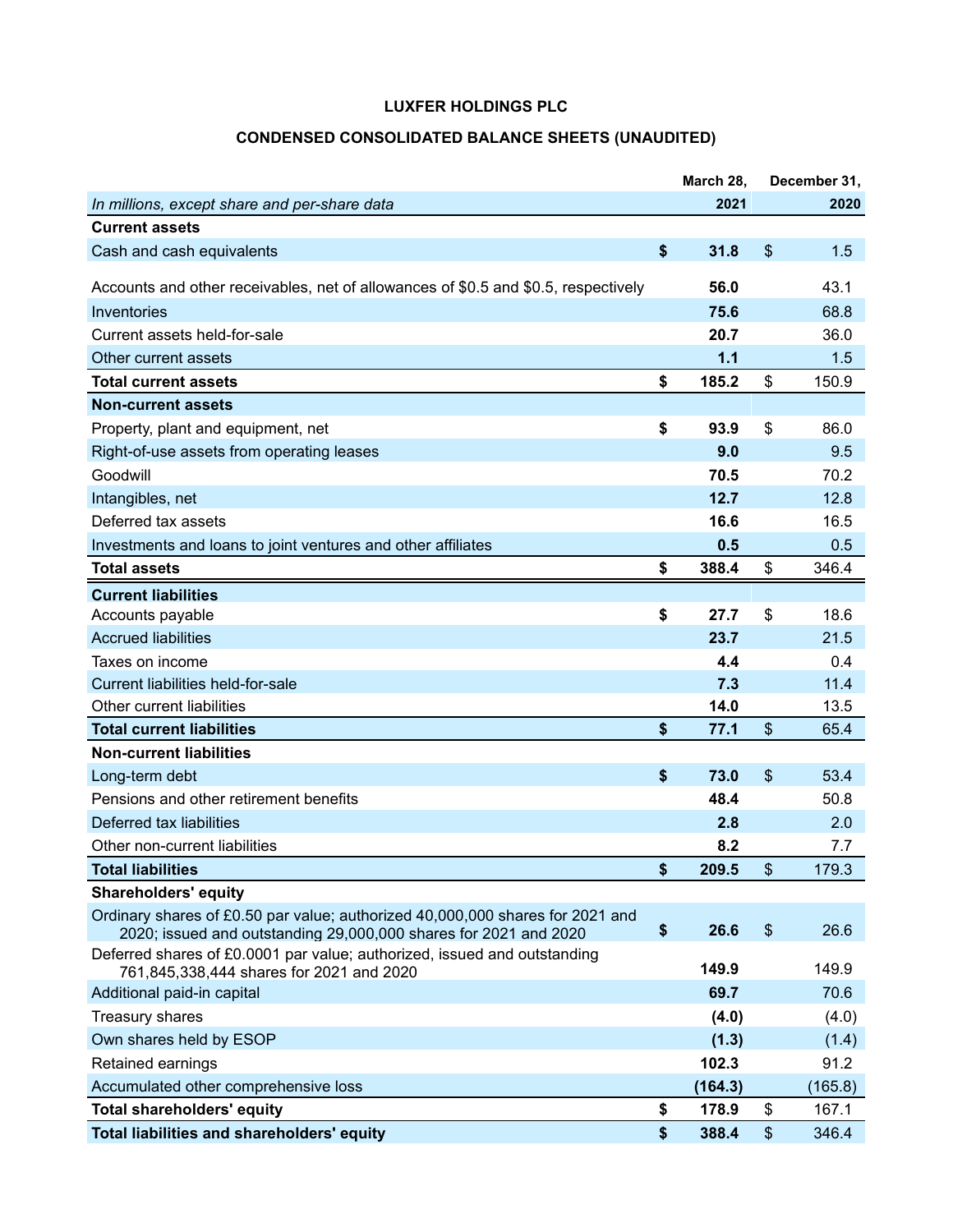**LUXFER HOLDINGS PLC**

**CONDENSED CONSOLIDATED BALANCE SHEETS (UNAUDITED)**

| *In millions, except share and per-share data* | March 28, 2021 | December 31, 2020 |
|---|---|---|
| **Current assets** | | |
| Cash and cash equivalents | **$ 31.8** | $ 1.5 |
| Accounts and other receivables, net of allowances of $0.5 and $0.5, respectively | **56.0** | 43.1 |
| Inventories | **75.6** | 68.8 |
| Current assets held-for-sale | **20.7** | 36.0 |
| Other current assets | **1.1** | 1.5 |
| **Total current assets** | **$ 185.2** | $ 150.9 |
| **Non-current assets** | | |
| Property, plant and equipment, net | **$ 93.9** | $ 86.0 |
| Right-of-use assets from operating leases | **9.0** | 9.5 |
| Goodwill | **70.5** | 70.2 |
| Intangibles, net | **12.7** | 12.8 |
| Deferred tax assets | **16.6** | 16.5 |
| Investments and loans to joint ventures and other affiliates | **0.5** | 0.5 |
| **Total assets** | **$ 388.4** | $ 346.4 |
| **Current liabilities** | | |
| Accounts payable | **$ 27.7** | $ 18.6 |
| Accrued liabilities | **23.7** | 21.5 |
| Taxes on income | **4.4** | 0.4 |
| Current liabilities held-for-sale | **7.3** | 11.4 |
| Other current liabilities | **14.0** | 13.5 |
| **Total current liabilities** | **$ 77.1** | $ 65.4 |
| **Non-current liabilities** | | |
| Long-term debt | **$ 73.0** | $ 53.4 |
| Pensions and other retirement benefits | **48.4** | 50.8 |
| Deferred tax liabilities | **2.8** | 2.0 |
| Other non-current liabilities | **8.2** | 7.7 |
| **Total liabilities** | **$ 209.5** | $ 179.3 |
| **Shareholders' equity** | | |
| Ordinary shares of £0.50 par value; authorized 40,000,000 shares for 2021 and 2020; issued and outstanding 29,000,000 shares for 2021 and 2020 | **$ 26.6** | $ 26.6 |
| Deferred shares of £0.0001 par value; authorized, issued and outstanding 761,845,338,444 shares for 2021 and 2020 | **149.9** | 149.9 |
| Additional paid-in capital | **69.7** | 70.6 |
| Treasury shares | **(4.0)** | (4.0) |
| Own shares held by ESOP | **(1.3)** | (1.4) |
| Retained earnings | **102.3** | 91.2 |
| Accumulated other comprehensive loss | **(164.3)** | (165.8) |
| **Total shareholders' equity** | **$ 178.9** | $ 167.1 |
| **Total liabilities and shareholders' equity** | **$ 388.4** | $ 346.4 |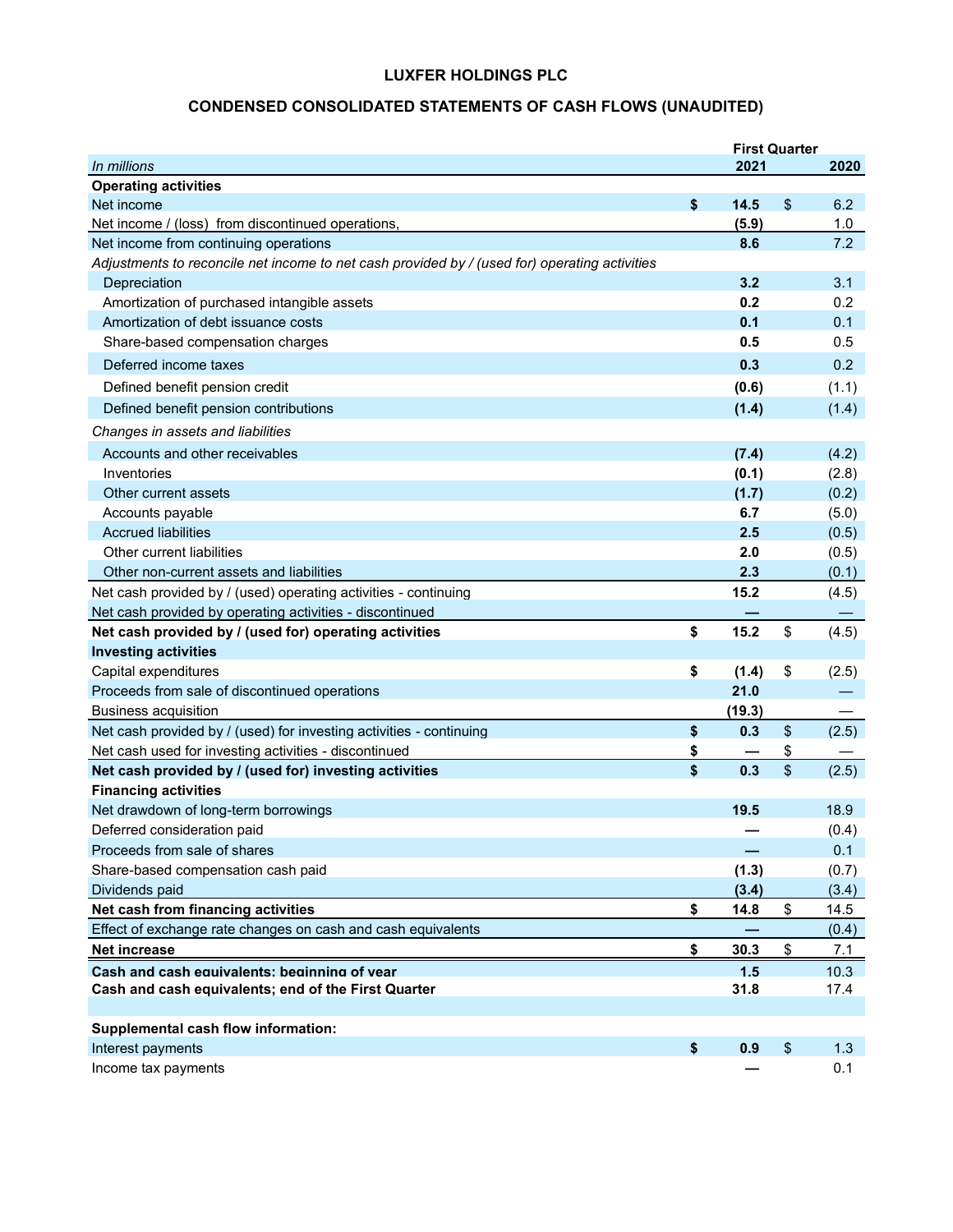# LUXFER HOLDINGS PLC

## CONDENSED CONSOLIDATED STATEMENTS OF CASH FLOWS (UNAUDITED)

| *In millions* | First Quarter 2021 | 2020 |
|---|---|---|
| **Operating activities** | | |
| Net income | **$ 14.5** | $ 6.2 |
| Net income / (loss) from discontinued operations, | **(5.9)** | 1.0 |
| Net income from continuing operations | **8.6** | 7.2 |
| *Adjustments to reconcile net income to net cash provided by / (used for) operating activities* | | |
| Depreciation | **3.2** | 3.1 |
| Amortization of purchased intangible assets | **0.2** | 0.2 |
| Amortization of debt issuance costs | **0.1** | 0.1 |
| Share-based compensation charges | **0.5** | 0.5 |
| Deferred income taxes | **0.3** | 0.2 |
| Defined benefit pension credit | **(0.6)** | (1.1) |
| Defined benefit pension contributions | **(1.4)** | (1.4) |
| *Changes in assets and liabilities* | | |
| Accounts and other receivables | **(7.4)** | (4.2) |
| Inventories | **(0.1)** | (2.8) |
| Other current assets | **(1.7)** | (0.2) |
| Accounts payable | **6.7** | (5.0) |
| Accrued liabilities | **2.5** | (0.5) |
| Other current liabilities | **2.0** | (0.5) |
| Other non-current assets and liabilities | **2.3** | (0.1) |
| Net cash provided by / (used) operating activities - continuing | **15.2** | (4.5) |
| Net cash provided by operating activities - discontinued | **—** | — |
| **Net cash provided by / (used for) operating activities** | **$ 15.2** | $ (4.5) |
| **Investing activities** | | |
| Capital expenditures | **$ (1.4)** | $ (2.5) |
| Proceeds from sale of discontinued operations | **21.0** | — |
| Business acquisition | **(19.3)** | — |
| Net cash provided by / (used) for investing activities - continuing | **$ 0.3** | $ (2.5) |
| Net cash used for investing activities - discontinued | **$ —** | $ — |
| **Net cash provided by / (used for) investing activities** | **$ 0.3** | $ (2.5) |
| **Financing activities** | | |
| Net drawdown of long-term borrowings | **19.5** | 18.9 |
| Deferred consideration paid | **—** | (0.4) |
| Proceeds from sale of shares | **—** | 0.1 |
| Share-based compensation cash paid | **(1.3)** | (0.7) |
| Dividends paid | **(3.4)** | (3.4) |
| **Net cash from financing activities** | **$ 14.8** | $ 14.5 |
| Effect of exchange rate changes on cash and cash equivalents | **—** | (0.4) |
| **Net increase** | **$ 30.3** | $ 7.1 |
| **Cash and cash equivalents; beginning of year** | **1.5** | 10.3 |
| **Cash and cash equivalents; end of the First Quarter** | **31.8** | 17.4 |
| | | |
| **Supplemental cash flow information:** | | |
| Interest payments | **$ 0.9** | $ 1.3 |
| Income tax payments | **—** | 0.1 |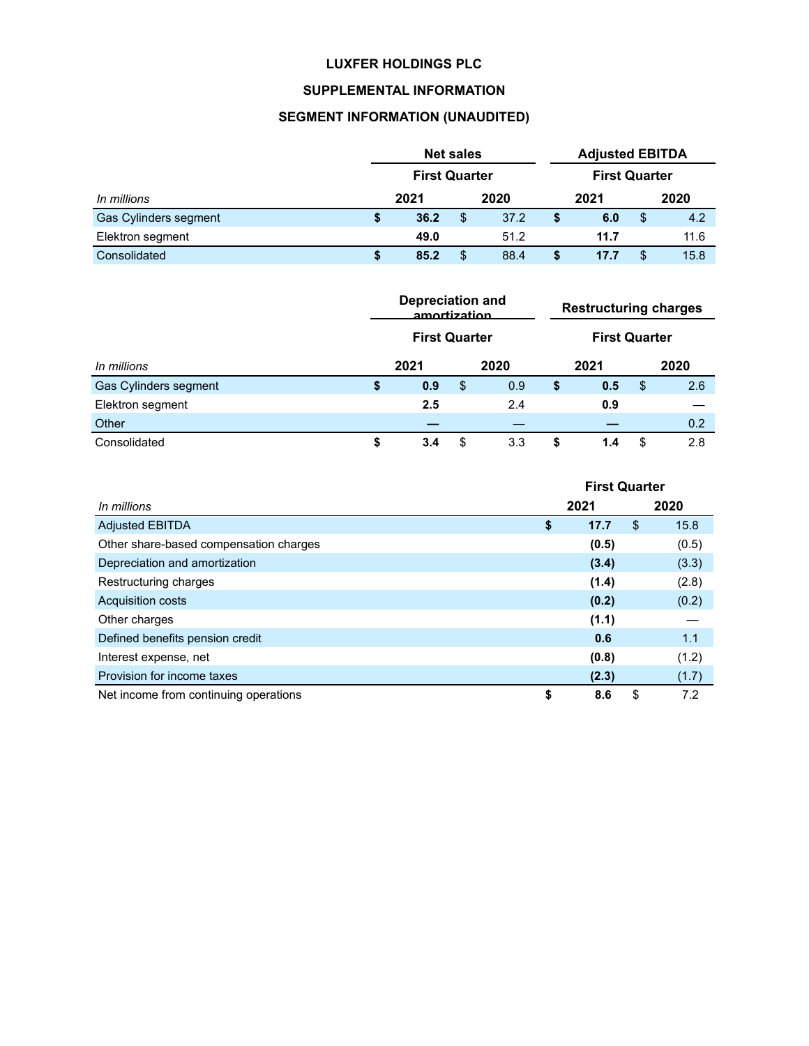# LUXFER HOLDINGS PLC

## SUPPLEMENTAL INFORMATION

## SEGMENT INFORMATION (UNAUDITED)

| | Net sales | | Adjusted EBITDA | |
|---|---|---|---|---|
| | First Quarter | | First Quarter | |
| *In millions* | 2021 | 2020 | 2021 | 2020 |
| Gas Cylinders segment | **$ 36.2** | $ 37.2 | **$ 6.0** | $ 4.2 |
| Elektron segment | **49.0** | 51.2 | **11.7** | 11.6 |
| Consolidated | **$ 85.2** | $ 88.4 | **$ 17.7** | $ 15.8 |

| | Depreciation and amortization | | Restructuring charges | |
|---|---|---|---|---|
| | First Quarter | | First Quarter | |
| *In millions* | 2021 | 2020 | 2021 | 2020 |
| Gas Cylinders segment | **$ 0.9** | $ 0.9 | **$ 0.5** | $ 2.6 |
| Elektron segment | **2.5** | 2.4 | **0.9** | — |
| Other | **—** | — | **—** | 0.2 |
| Consolidated | **$ 3.4** | $ 3.3 | **$ 1.4** | $ 2.8 |

| | First Quarter | |
|---|---|---|
| *In millions* | 2021 | 2020 |
| Adjusted EBITDA | **$ 17.7** | $ 15.8 |
| Other share-based compensation charges | **(0.5)** | (0.5) |
| Depreciation and amortization | **(3.4)** | (3.3) |
| Restructuring charges | **(1.4)** | (2.8) |
| Acquisition costs | **(0.2)** | (0.2) |
| Other charges | **(1.1)** | — |
| Defined benefits pension credit | **0.6** | 1.1 |
| Interest expense, net | **(0.8)** | (1.2) |
| Provision for income taxes | **(2.3)** | (1.7) |
| Net income from continuing operations | **$ 8.6** | $ 7.2 |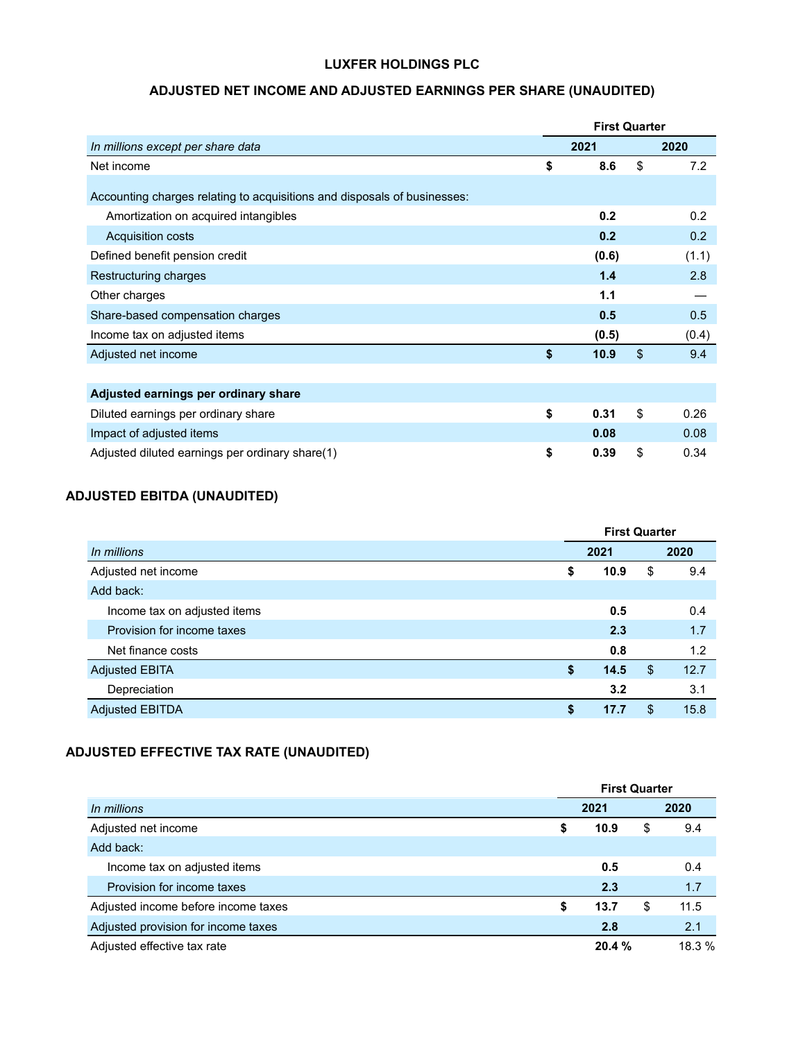# LUXFER HOLDINGS PLC

## ADJUSTED NET INCOME AND ADJUSTED EARNINGS PER SHARE (UNAUDITED)

| | First Quarter | |
|---|---|---|
| *In millions except per share data* | **2021** | **2020** |
| Net income | **$ 8.6** | $ 7.2 |
| Accounting charges relating to acquisitions and disposals of businesses: | | |
| Amortization on acquired intangibles | **0.2** | 0.2 |
| Acquisition costs | **0.2** | 0.2 |
| Defined benefit pension credit | **(0.6)** | (1.1) |
| Restructuring charges | **1.4** | 2.8 |
| Other charges | **1.1** | — |
| Share-based compensation charges | **0.5** | 0.5 |
| Income tax on adjusted items | **(0.5)** | (0.4) |
| Adjusted net income | **$ 10.9** | $ 9.4 |
| **Adjusted earnings per ordinary share** | | |
| Diluted earnings per ordinary share | **$ 0.31** | $ 0.26 |
| Impact of adjusted items | **0.08** | 0.08 |
| Adjusted diluted earnings per ordinary share(1) | **$ 0.39** | $ 0.34 |

## ADJUSTED EBITDA (UNAUDITED)

| | First Quarter | |
|---|---|---|
| *In millions* | **2021** | **2020** |
| Adjusted net income | **$ 10.9** | $ 9.4 |
| Add back: | | |
| Income tax on adjusted items | **0.5** | 0.4 |
| Provision for income taxes | **2.3** | 1.7 |
| Net finance costs | **0.8** | 1.2 |
| Adjusted EBITA | **$ 14.5** | $ 12.7 |
| Depreciation | **3.2** | 3.1 |
| Adjusted EBITDA | **$ 17.7** | $ 15.8 |

## ADJUSTED EFFECTIVE TAX RATE (UNAUDITED)

| | First Quarter | |
|---|---|---|
| *In millions* | **2021** | **2020** |
| Adjusted net income | **$ 10.9** | $ 9.4 |
| Add back: | | |
| Income tax on adjusted items | **0.5** | 0.4 |
| Provision for income taxes | **2.3** | 1.7 |
| Adjusted income before income taxes | **$ 13.7** | $ 11.5 |
| Adjusted provision for income taxes | **2.8** | 2.1 |
| Adjusted effective tax rate | **20.4 %** | 18.3 % |